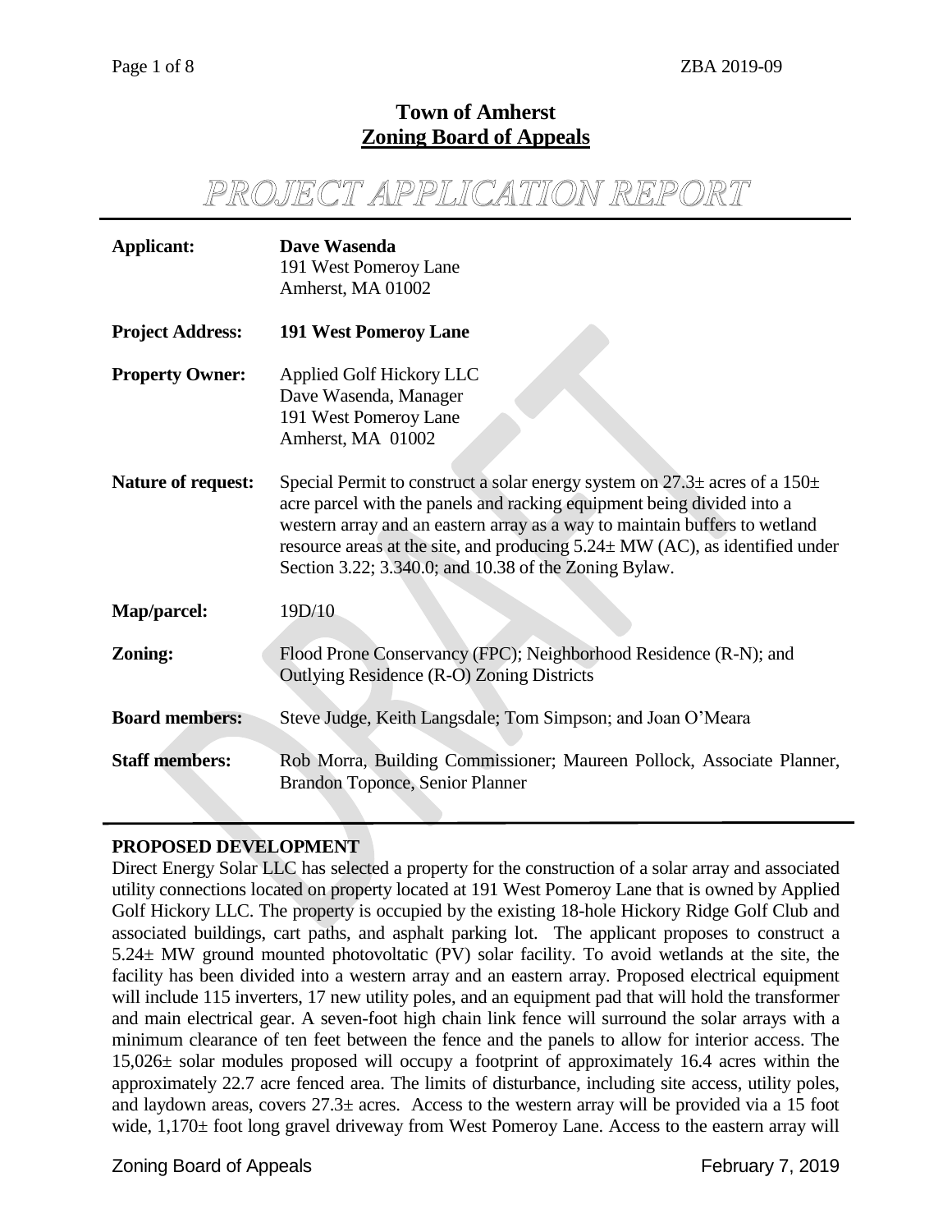# Town of Amherst
## Zoning Board of Appeals

# PROJECT APPLICATION REPORT

| | |
|---|---|
| **Applicant:** | **Dave Wasenda**<br>191 West Pomeroy Lane<br>Amherst, MA 01002 |
| **Project Address:** | **191 West Pomeroy Lane** |
| **Property Owner:** | Applied Golf Hickory LLC<br>Dave Wasenda, Manager<br>191 West Pomeroy Lane<br>Amherst, MA 01002 |
| **Nature of request:** | Special Permit to construct a solar energy system on 27.3± acres of a 150± acre parcel with the panels and racking equipment being divided into a western array and an eastern array as a way to maintain buffers to wetland resource areas at the site, and producing 5.24± MW (AC), as identified under Section 3.22; 3.340.0; and 10.38 of the Zoning Bylaw. |
| **Map/parcel:** | 19D/10 |
| **Zoning:** | Flood Prone Conservancy (FPC); Neighborhood Residence (R-N); and Outlying Residence (R-O) Zoning Districts |
| **Board members:** | Steve Judge, Keith Langsdale; Tom Simpson; and Joan O'Meara |
| **Staff members:** | Rob Morra, Building Commissioner; Maureen Pollock, Associate Planner, Brandon Toponce, Senior Planner |

## PROPOSED DEVELOPMENT

Direct Energy Solar LLC has selected a property for the construction of a solar array and associated utility connections located on property located at 191 West Pomeroy Lane that is owned by Applied Golf Hickory LLC. The property is occupied by the existing 18-hole Hickory Ridge Golf Club and associated buildings, cart paths, and asphalt parking lot. The applicant proposes to construct a 5.24± MW ground mounted photovoltaic (PV) solar facility. To avoid wetlands at the site, the facility has been divided into a western array and an eastern array. Proposed electrical equipment will include 115 inverters, 17 new utility poles, and an equipment pad that will hold the transformer and main electrical gear. A seven-foot high chain link fence will surround the solar arrays with a minimum clearance of ten feet between the fence and the panels to allow for interior access. The 15,026± solar modules proposed will occupy a footprint of approximately 16.4 acres within the approximately 22.7 acre fenced area. The limits of disturbance, including site access, utility poles, and laydown areas, covers 27.3± acres. Access to the western array will be provided via a 15 foot wide, 1,170± foot long gravel driveway from West Pomeroy Lane. Access to the eastern array will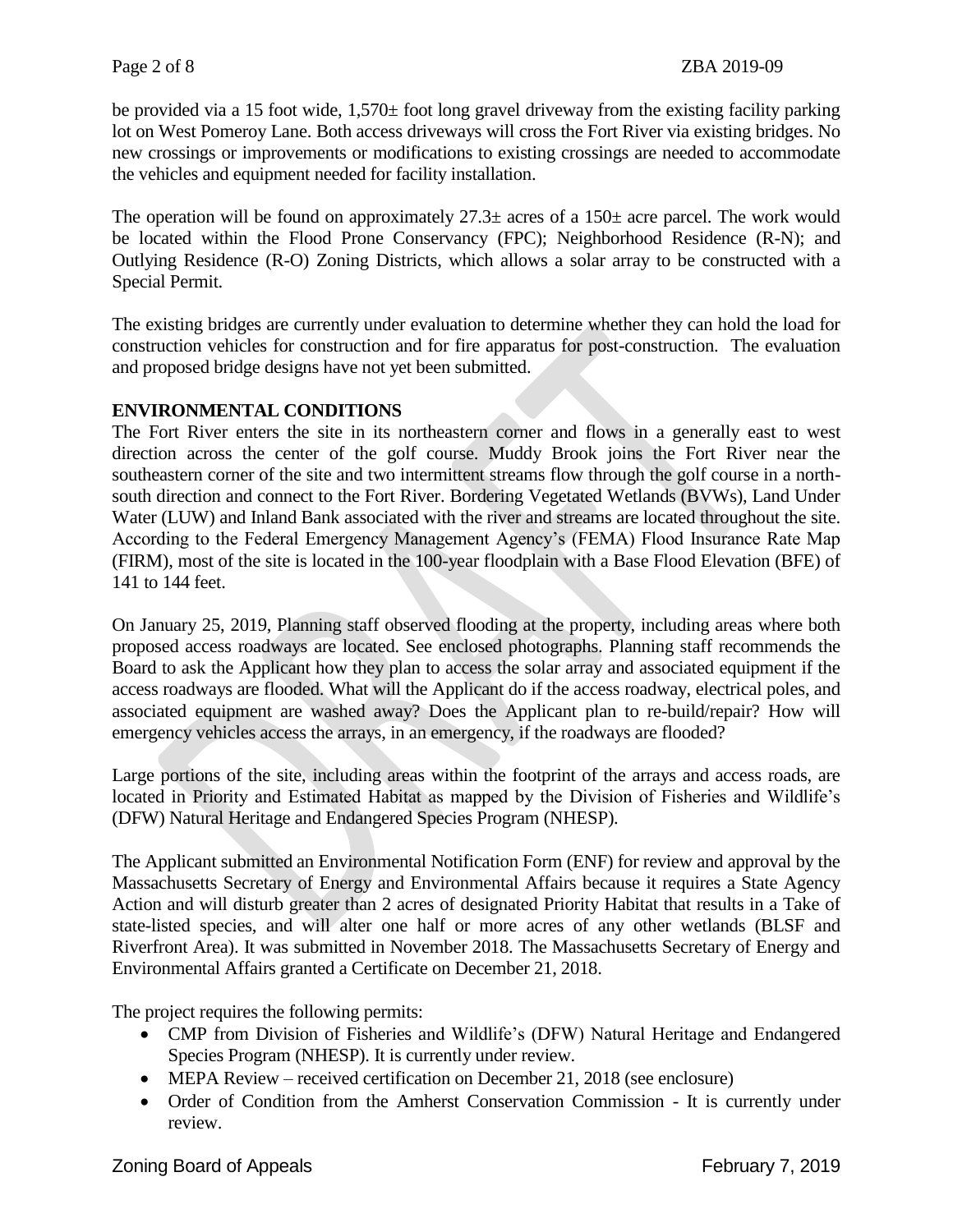be provided via a 15 foot wide, 1,570± foot long gravel driveway from the existing facility parking lot on West Pomeroy Lane. Both access driveways will cross the Fort River via existing bridges. No new crossings or improvements or modifications to existing crossings are needed to accommodate the vehicles and equipment needed for facility installation.

The operation will be found on approximately 27.3± acres of a 150± acre parcel. The work would be located within the Flood Prone Conservancy (FPC); Neighborhood Residence (R-N); and Outlying Residence (R-O) Zoning Districts, which allows a solar array to be constructed with a Special Permit.

The existing bridges are currently under evaluation to determine whether they can hold the load for construction vehicles for construction and for fire apparatus for post-construction. The evaluation and proposed bridge designs have not yet been submitted.

## ENVIRONMENTAL CONDITIONS

The Fort River enters the site in its northeastern corner and flows in a generally east to west direction across the center of the golf course. Muddy Brook joins the Fort River near the southeastern corner of the site and two intermittent streams flow through the golf course in a north-south direction and connect to the Fort River. Bordering Vegetated Wetlands (BVWs), Land Under Water (LUW) and Inland Bank associated with the river and streams are located throughout the site. According to the Federal Emergency Management Agency's (FEMA) Flood Insurance Rate Map (FIRM), most of the site is located in the 100-year floodplain with a Base Flood Elevation (BFE) of 141 to 144 feet.

On January 25, 2019, Planning staff observed flooding at the property, including areas where both proposed access roadways are located. See enclosed photographs. Planning staff recommends the Board to ask the Applicant how they plan to access the solar array and associated equipment if the access roadways are flooded. What will the Applicant do if the access roadway, electrical poles, and associated equipment are washed away? Does the Applicant plan to re-build/repair? How will emergency vehicles access the arrays, in an emergency, if the roadways are flooded?

Large portions of the site, including areas within the footprint of the arrays and access roads, are located in Priority and Estimated Habitat as mapped by the Division of Fisheries and Wildlife's (DFW) Natural Heritage and Endangered Species Program (NHESP).

The Applicant submitted an Environmental Notification Form (ENF) for review and approval by the Massachusetts Secretary of Energy and Environmental Affairs because it requires a State Agency Action and will disturb greater than 2 acres of designated Priority Habitat that results in a Take of state-listed species, and will alter one half or more acres of any other wetlands (BLSF and Riverfront Area). It was submitted in November 2018. The Massachusetts Secretary of Energy and Environmental Affairs granted a Certificate on December 21, 2018.

The project requires the following permits:

- CMP from Division of Fisheries and Wildlife's (DFW) Natural Heritage and Endangered Species Program (NHESP). It is currently under review.
- MEPA Review – received certification on December 21, 2018 (see enclosure)
- Order of Condition from the Amherst Conservation Commission - It is currently under review.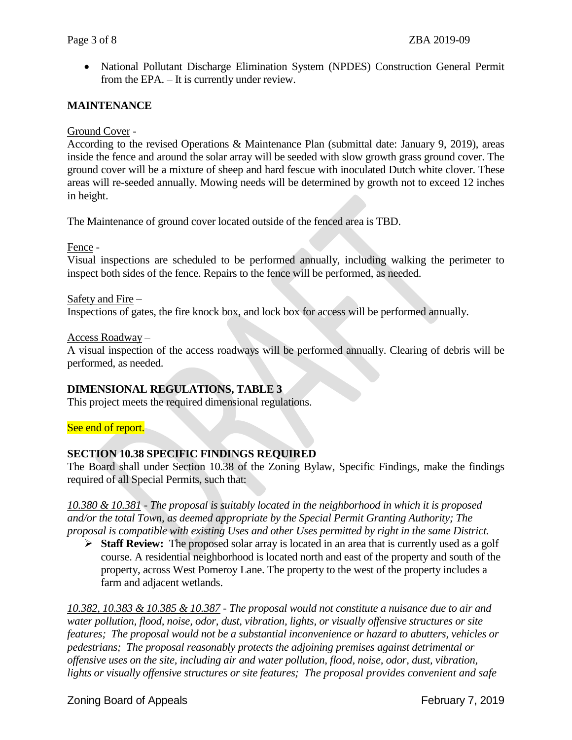- National Pollutant Discharge Elimination System (NPDES) Construction General Permit from the EPA. – It is currently under review.

## MAINTENANCE

Ground Cover -

According to the revised Operations & Maintenance Plan (submittal date: January 9, 2019), areas inside the fence and around the solar array will be seeded with slow growth grass ground cover. The ground cover will be a mixture of sheep and hard fescue with inoculated Dutch white clover. These areas will re-seeded annually. Mowing needs will be determined by growth not to exceed 12 inches in height.

The Maintenance of ground cover located outside of the fenced area is TBD.

Fence -

Visual inspections are scheduled to be performed annually, including walking the perimeter to inspect both sides of the fence. Repairs to the fence will be performed, as needed.

Safety and Fire –

Inspections of gates, the fire knock box, and lock box for access will be performed annually.

Access Roadway –

A visual inspection of the access roadways will be performed annually. Clearing of debris will be performed, as needed.

## DIMENSIONAL REGULATIONS, TABLE 3

This project meets the required dimensional regulations.

See end of report.

## SECTION 10.38 SPECIFIC FINDINGS REQUIRED

The Board shall under Section 10.38 of the Zoning Bylaw, Specific Findings, make the findings required of all Special Permits, such that:

*10.380 & 10.381 - The proposal is suitably located in the neighborhood in which it is proposed and/or the total Town, as deemed appropriate by the Special Permit Granting Authority; The proposal is compatible with existing Uses and other Uses permitted by right in the same District.*

- **Staff Review:** The proposed solar array is located in an area that is currently used as a golf course. A residential neighborhood is located north and east of the property and south of the property, across West Pomeroy Lane. The property to the west of the property includes a farm and adjacent wetlands.

*10.382, 10.383 & 10.385 & 10.387 - The proposal would not constitute a nuisance due to air and water pollution, flood, noise, odor, dust, vibration, lights, or visually offensive structures or site features; The proposal would not be a substantial inconvenience or hazard to abutters, vehicles or pedestrians; The proposal reasonably protects the adjoining premises against detrimental or offensive uses on the site, including air and water pollution, flood, noise, odor, dust, vibration, lights or visually offensive structures or site features; The proposal provides convenient and safe*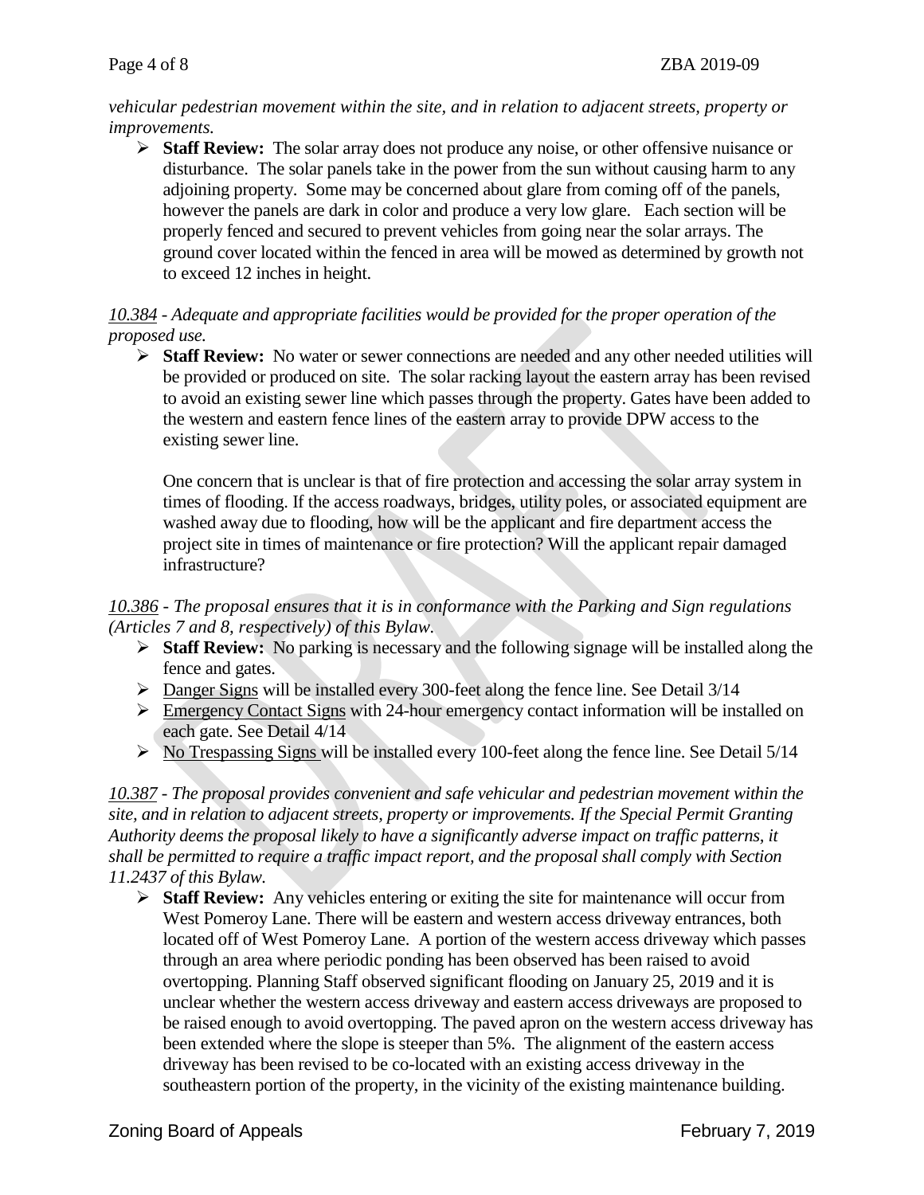*vehicular pedestrian movement within the site, and in relation to adjacent streets, property or improvements.*

- **Staff Review:** The solar array does not produce any noise, or other offensive nuisance or disturbance. The solar panels take in the power from the sun without causing harm to any adjoining property. Some may be concerned about glare from coming off of the panels, however the panels are dark in color and produce a very low glare. Each section will be properly fenced and secured to prevent vehicles from going near the solar arrays. The ground cover located within the fenced in area will be mowed as determined by growth not to exceed 12 inches in height.

*10.384 - Adequate and appropriate facilities would be provided for the proper operation of the proposed use.*

- **Staff Review:** No water or sewer connections are needed and any other needed utilities will be provided or produced on site. The solar racking layout the eastern array has been revised to avoid an existing sewer line which passes through the property. Gates have been added to the western and eastern fence lines of the eastern array to provide DPW access to the existing sewer line.

  One concern that is unclear is that of fire protection and accessing the solar array system in times of flooding. If the access roadways, bridges, utility poles, or associated equipment are washed away due to flooding, how will be the applicant and fire department access the project site in times of maintenance or fire protection? Will the applicant repair damaged infrastructure?

*10.386 - The proposal ensures that it is in conformance with the Parking and Sign regulations (Articles 7 and 8, respectively) of this Bylaw.*

- **Staff Review:** No parking is necessary and the following signage will be installed along the fence and gates.
- Danger Signs will be installed every 300-feet along the fence line. See Detail 3/14
- Emergency Contact Signs with 24-hour emergency contact information will be installed on each gate. See Detail 4/14
- No Trespassing Signs will be installed every 100-feet along the fence line. See Detail 5/14

*10.387 - The proposal provides convenient and safe vehicular and pedestrian movement within the site, and in relation to adjacent streets, property or improvements. If the Special Permit Granting Authority deems the proposal likely to have a significantly adverse impact on traffic patterns, it shall be permitted to require a traffic impact report, and the proposal shall comply with Section 11.2437 of this Bylaw.*

- **Staff Review:** Any vehicles entering or exiting the site for maintenance will occur from West Pomeroy Lane. There will be eastern and western access driveway entrances, both located off of West Pomeroy Lane. A portion of the western access driveway which passes through an area where periodic ponding has been observed has been raised to avoid overtopping. Planning Staff observed significant flooding on January 25, 2019 and it is unclear whether the western access driveway and eastern access driveways are proposed to be raised enough to avoid overtopping. The paved apron on the western access driveway has been extended where the slope is steeper than 5%. The alignment of the eastern access driveway has been revised to be co-located with an existing access driveway in the southeastern portion of the property, in the vicinity of the existing maintenance building.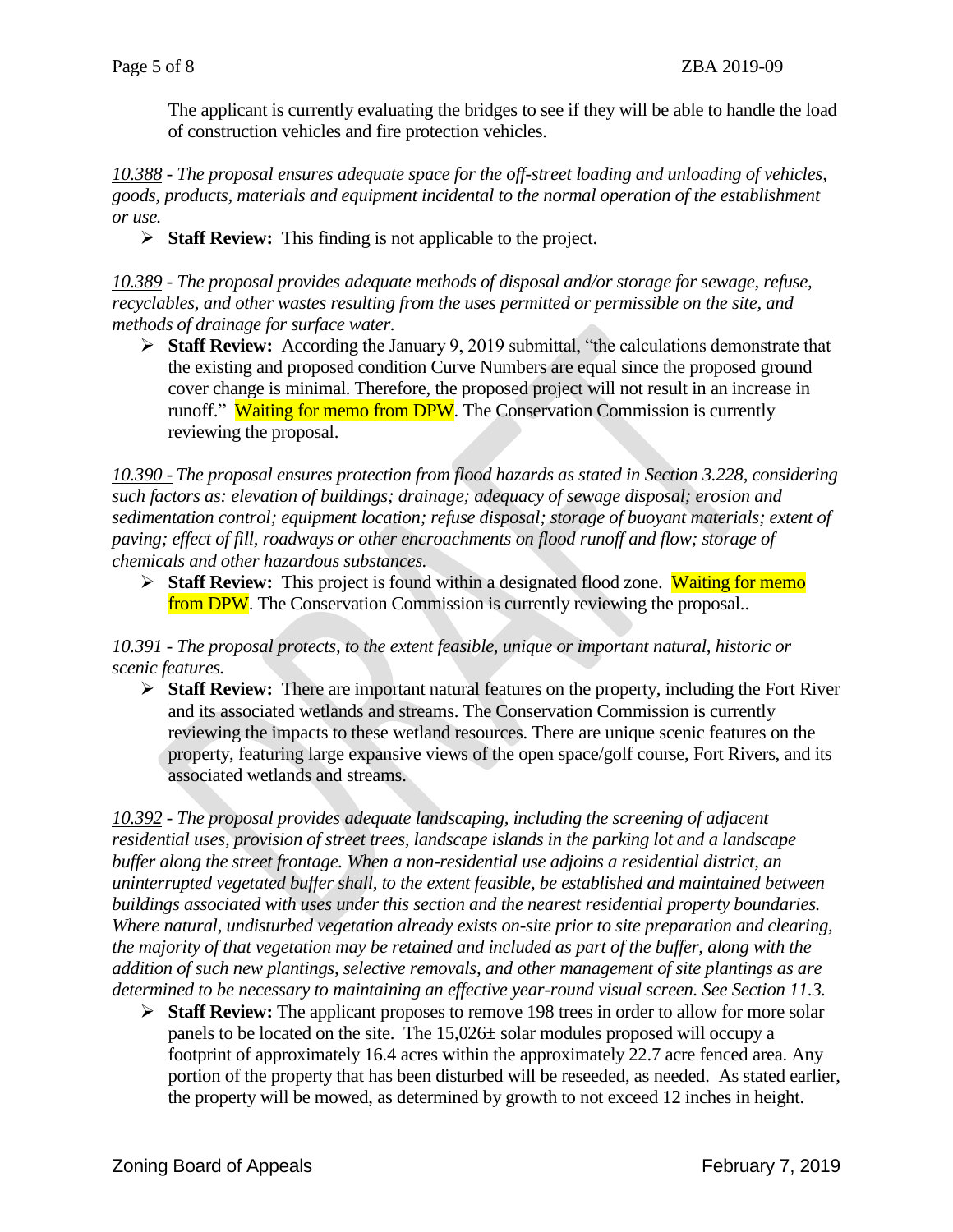The applicant is currently evaluating the bridges to see if they will be able to handle the load of construction vehicles and fire protection vehicles.

*10.388 - The proposal ensures adequate space for the off-street loading and unloading of vehicles, goods, products, materials and equipment incidental to the normal operation of the establishment or use.*

- **Staff Review:** This finding is not applicable to the project.

*10.389 - The proposal provides adequate methods of disposal and/or storage for sewage, refuse, recyclables, and other wastes resulting from the uses permitted or permissible on the site, and methods of drainage for surface water.*

- **Staff Review:** According the January 9, 2019 submittal, "the calculations demonstrate that the existing and proposed condition Curve Numbers are equal since the proposed ground cover change is minimal. Therefore, the proposed project will not result in an increase in runoff." Waiting for memo from DPW. The Conservation Commission is currently reviewing the proposal.

*10.390 - The proposal ensures protection from flood hazards as stated in Section 3.228, considering such factors as: elevation of buildings; drainage; adequacy of sewage disposal; erosion and sedimentation control; equipment location; refuse disposal; storage of buoyant materials; extent of paving; effect of fill, roadways or other encroachments on flood runoff and flow; storage of chemicals and other hazardous substances.*

- **Staff Review:** This project is found within a designated flood zone. Waiting for memo from DPW. The Conservation Commission is currently reviewing the proposal..

*10.391 - The proposal protects, to the extent feasible, unique or important natural, historic or scenic features.*

- **Staff Review:** There are important natural features on the property, including the Fort River and its associated wetlands and streams. The Conservation Commission is currently reviewing the impacts to these wetland resources. There are unique scenic features on the property, featuring large expansive views of the open space/golf course, Fort Rivers, and its associated wetlands and streams.

*10.392 - The proposal provides adequate landscaping, including the screening of adjacent residential uses, provision of street trees, landscape islands in the parking lot and a landscape buffer along the street frontage. When a non-residential use adjoins a residential district, an uninterrupted vegetated buffer shall, to the extent feasible, be established and maintained between buildings associated with uses under this section and the nearest residential property boundaries. Where natural, undisturbed vegetation already exists on-site prior to site preparation and clearing, the majority of that vegetation may be retained and included as part of the buffer, along with the addition of such new plantings, selective removals, and other management of site plantings as are determined to be necessary to maintaining an effective year-round visual screen. See Section 11.3.*

- **Staff Review:** The applicant proposes to remove 198 trees in order to allow for more solar panels to be located on the site. The 15,026± solar modules proposed will occupy a footprint of approximately 16.4 acres within the approximately 22.7 acre fenced area. Any portion of the property that has been disturbed will be reseeded, as needed. As stated earlier, the property will be mowed, as determined by growth to not exceed 12 inches in height.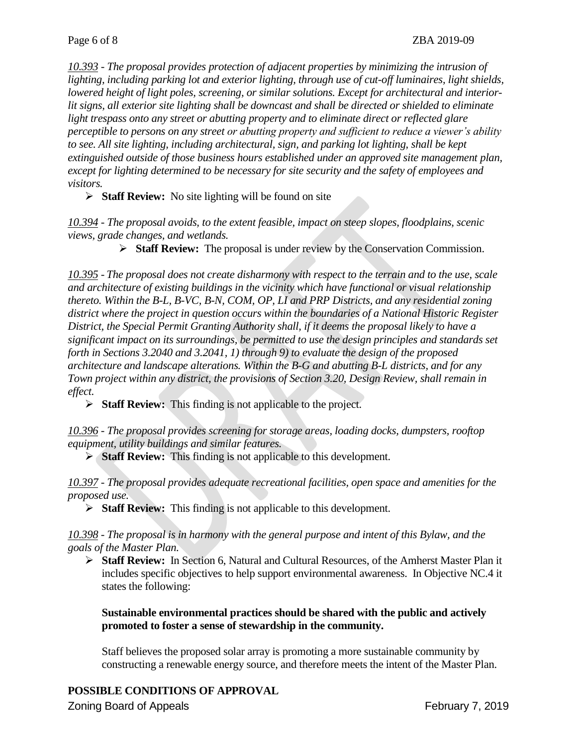*10.393 - The proposal provides protection of adjacent properties by minimizing the intrusion of lighting, including parking lot and exterior lighting, through use of cut-off luminaires, light shields, lowered height of light poles, screening, or similar solutions. Except for architectural and interior-lit signs, all exterior site lighting shall be downcast and shall be directed or shielded to eliminate light trespass onto any street or abutting property and to eliminate direct or reflected glare perceptible to persons on any street or abutting property and sufficient to reduce a viewer's ability to see. All site lighting, including architectural, sign, and parking lot lighting, shall be kept extinguished outside of those business hours established under an approved site management plan, except for lighting determined to be necessary for site security and the safety of employees and visitors.*

- **Staff Review:** No site lighting will be found on site

*10.394 - The proposal avoids, to the extent feasible, impact on steep slopes, floodplains, scenic views, grade changes, and wetlands.*

- **Staff Review:** The proposal is under review by the Conservation Commission.

*10.395 - The proposal does not create disharmony with respect to the terrain and to the use, scale and architecture of existing buildings in the vicinity which have functional or visual relationship thereto. Within the B-L, B-VC, B-N, COM, OP, LI and PRP Districts, and any residential zoning district where the project in question occurs within the boundaries of a National Historic Register District, the Special Permit Granting Authority shall, if it deems the proposal likely to have a significant impact on its surroundings, be permitted to use the design principles and standards set forth in Sections 3.2040 and 3.2041, 1) through 9) to evaluate the design of the proposed architecture and landscape alterations. Within the B-G and abutting B-L districts, and for any Town project within any district, the provisions of Section 3.20, Design Review, shall remain in effect.*

- **Staff Review:** This finding is not applicable to the project.

*10.396 - The proposal provides screening for storage areas, loading docks, dumpsters, rooftop equipment, utility buildings and similar features.*

- **Staff Review:** This finding is not applicable to this development.

*10.397 - The proposal provides adequate recreational facilities, open space and amenities for the proposed use.*

- **Staff Review:** This finding is not applicable to this development.

*10.398 - The proposal is in harmony with the general purpose and intent of this Bylaw, and the goals of the Master Plan.*

- **Staff Review:** In Section 6, Natural and Cultural Resources, of the Amherst Master Plan it includes specific objectives to help support environmental awareness. In Objective NC.4 it states the following:

  **Sustainable environmental practices should be shared with the public and actively promoted to foster a sense of stewardship in the community.**

  Staff believes the proposed solar array is promoting a more sustainable community by constructing a renewable energy source, and therefore meets the intent of the Master Plan.

**POSSIBLE CONDITIONS OF APPROVAL**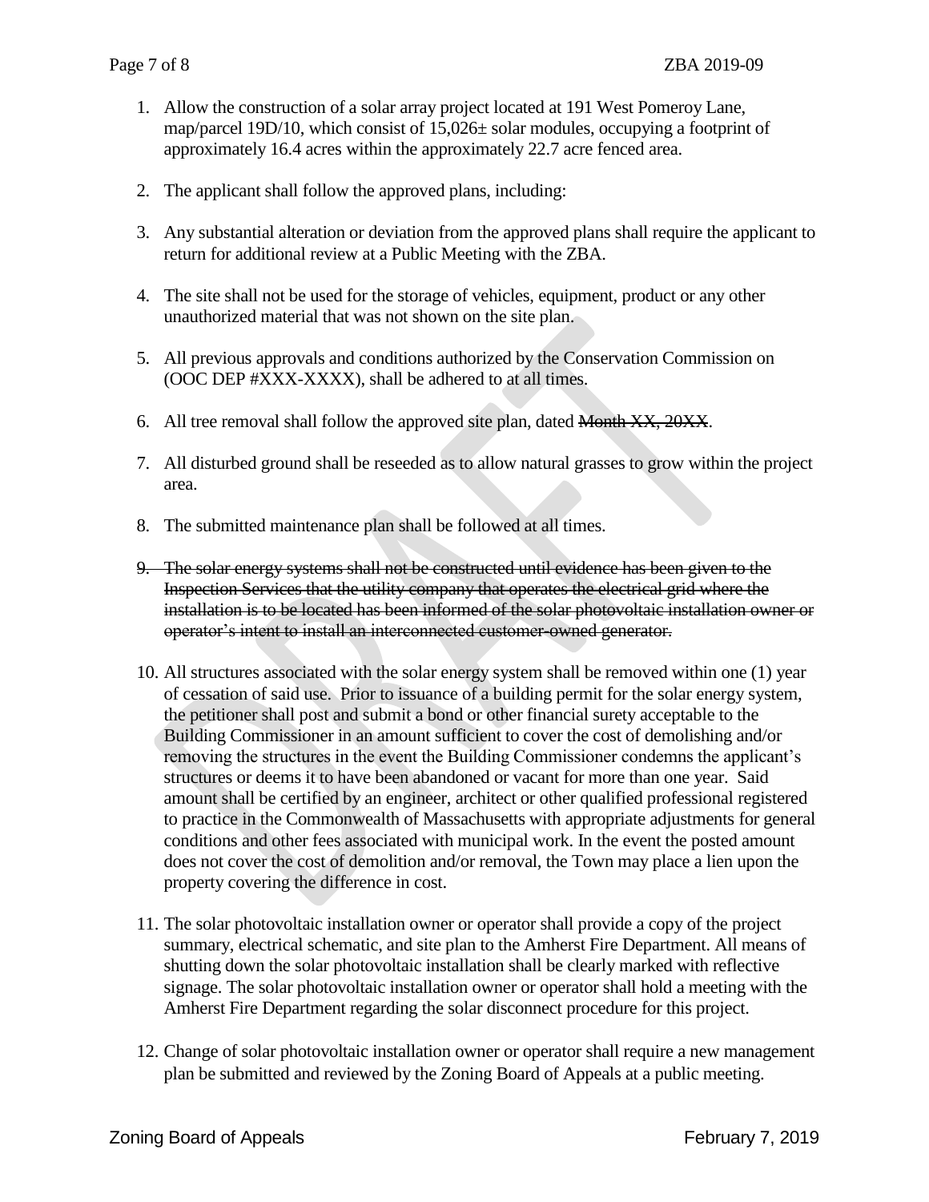1. Allow the construction of a solar array project located at 191 West Pomeroy Lane, map/parcel 19D/10, which consist of 15,026± solar modules, occupying a footprint of approximately 16.4 acres within the approximately 22.7 acre fenced area.

2. The applicant shall follow the approved plans, including:

3. Any substantial alteration or deviation from the approved plans shall require the applicant to return for additional review at a Public Meeting with the ZBA.

4. The site shall not be used for the storage of vehicles, equipment, product or any other unauthorized material that was not shown on the site plan.

5. All previous approvals and conditions authorized by the Conservation Commission on (OOC DEP #XXX-XXXX), shall be adhered to at all times.

6. All tree removal shall follow the approved site plan, dated ~~Month XX, 20XX~~.

7. All disturbed ground shall be reseeded as to allow natural grasses to grow within the project area.

8. The submitted maintenance plan shall be followed at all times.

9. ~~The solar energy systems shall not be constructed until evidence has been given to the Inspection Services that the utility company that operates the electrical grid where the installation is to be located has been informed of the solar photovoltaic installation owner or operator's intent to install an interconnected customer-owned generator.~~

10. All structures associated with the solar energy system shall be removed within one (1) year of cessation of said use. Prior to issuance of a building permit for the solar energy system, the petitioner shall post and submit a bond or other financial surety acceptable to the Building Commissioner in an amount sufficient to cover the cost of demolishing and/or removing the structures in the event the Building Commissioner condemns the applicant's structures or deems it to have been abandoned or vacant for more than one year. Said amount shall be certified by an engineer, architect or other qualified professional registered to practice in the Commonwealth of Massachusetts with appropriate adjustments for general conditions and other fees associated with municipal work. In the event the posted amount does not cover the cost of demolition and/or removal, the Town may place a lien upon the property covering the difference in cost.

11. The solar photovoltaic installation owner or operator shall provide a copy of the project summary, electrical schematic, and site plan to the Amherst Fire Department. All means of shutting down the solar photovoltaic installation shall be clearly marked with reflective signage. The solar photovoltaic installation owner or operator shall hold a meeting with the Amherst Fire Department regarding the solar disconnect procedure for this project.

12. Change of solar photovoltaic installation owner or operator shall require a new management plan be submitted and reviewed by the Zoning Board of Appeals at a public meeting.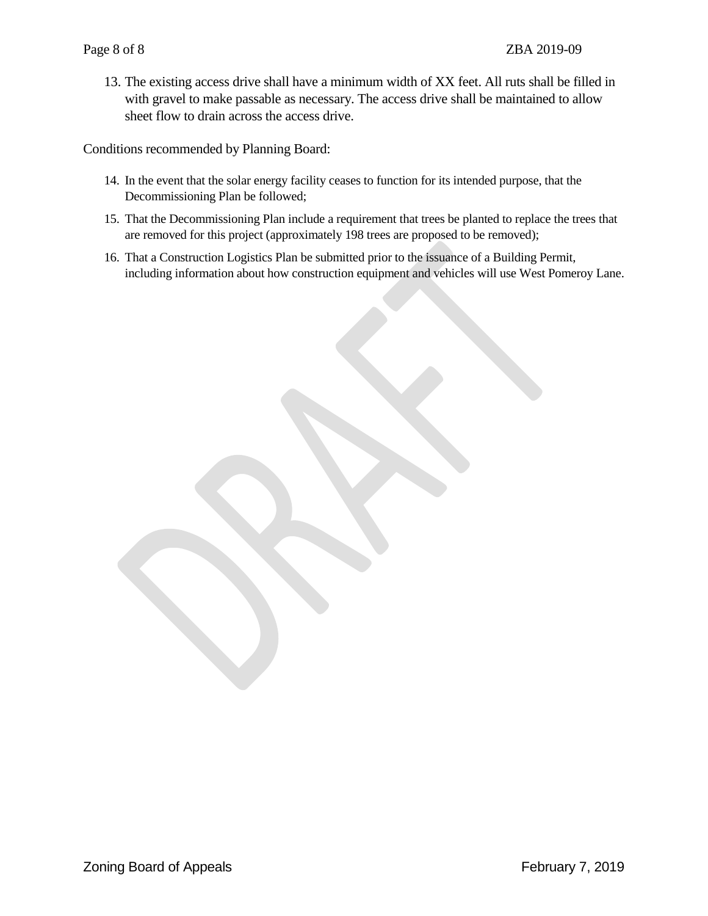13. The existing access drive shall have a minimum width of XX feet. All ruts shall be filled in with gravel to make passable as necessary. The access drive shall be maintained to allow sheet flow to drain across the access drive.

Conditions recommended by Planning Board:

14. In the event that the solar energy facility ceases to function for its intended purpose, that the Decommissioning Plan be followed;
15. That the Decommissioning Plan include a requirement that trees be planted to replace the trees that are removed for this project (approximately 198 trees are proposed to be removed);
16. That a Construction Logistics Plan be submitted prior to the issuance of a Building Permit, including information about how construction equipment and vehicles will use West Pomeroy Lane.